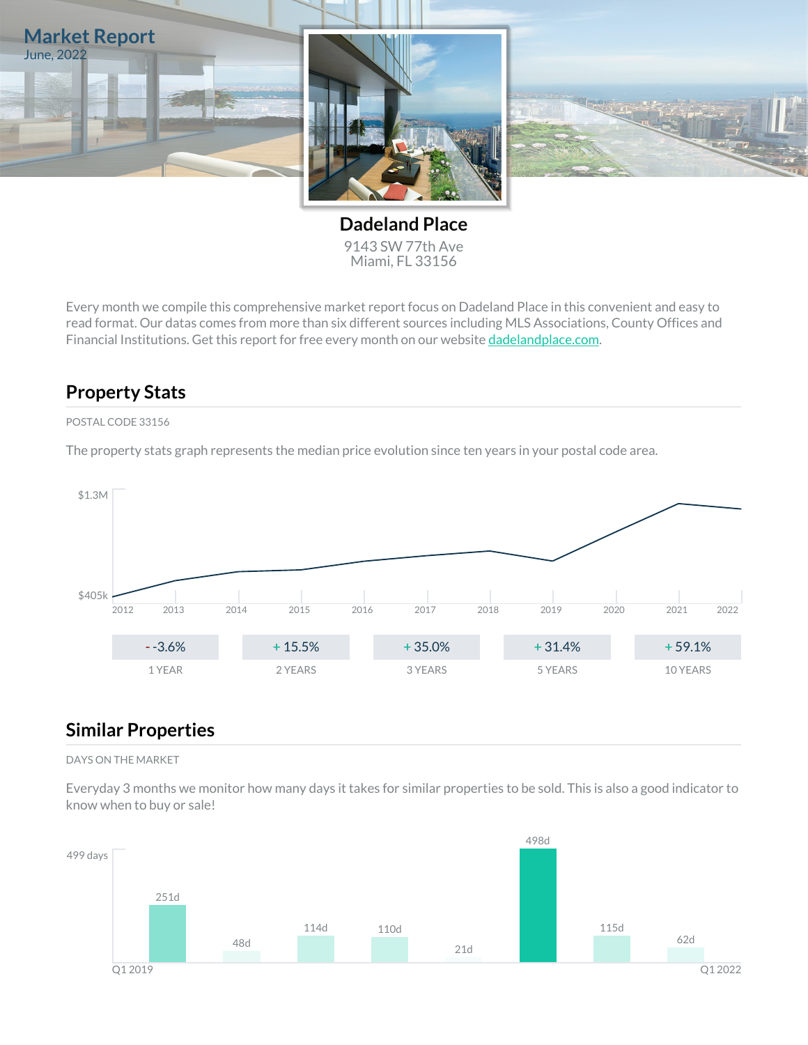# Market Report

June, 2022

## Dadeland Place

9143 SW 77th Ave
Miami, FL 33156

Every month we compile this comprehensive market report focus on Dadeland Place in this convenient and easy to read format. Our datas comes from more than six different sources including MLS Associations, County Offices and Financial Institutions. Get this report for free every month on our website [dadelandplace.com](dadelandplace.com).

## Property Stats

POSTAL CODE 33156

The property stats graph represents the median price evolution since ten years in your postal code area.

$1.3M

$405k

2012 2013 2014 2015 2016 2017 2018 2019 2020 2021 2022

| - -3.6% | + 15.5% | + 35.0% | + 31.4% | + 59.1% |
|---|---|---|---|---|
| 1 YEAR | 2 YEARS | 3 YEARS | 5 YEARS | 10 YEARS |

## Similar Properties

DAYS ON THE MARKET

Everyday 3 months we monitor how many days it takes for similar properties to be sold. This is also a good indicator to know when to buy or sale!

499 days

251d 48d 114d 110d 21d 498d 115d 62d

Q1 2019 Q1 2022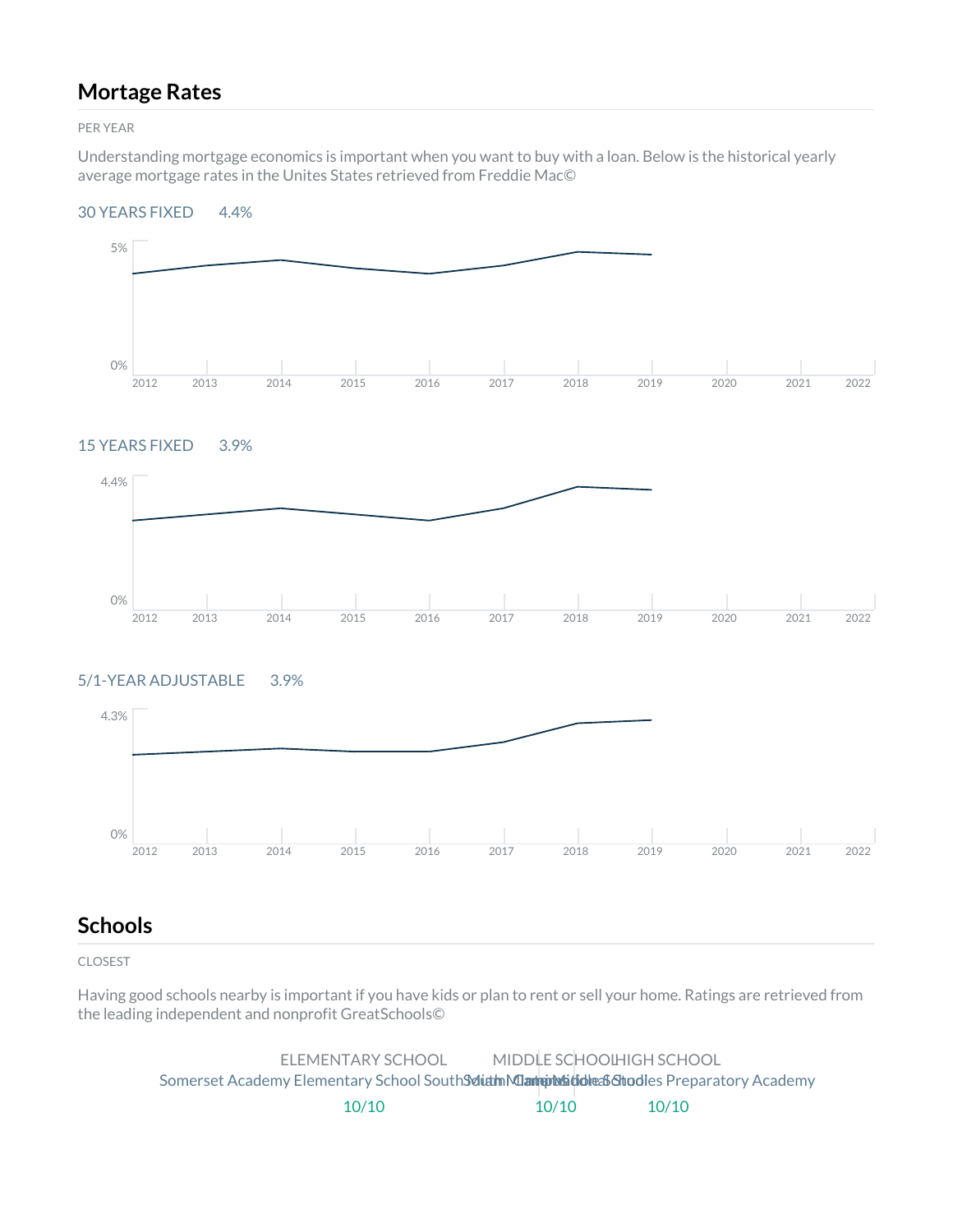## Mortage Rates

PER YEAR

Understanding mortgage economics is important when you want to buy with a loan. Below is the historical yearly average mortgage rates in the Unites States retrieved from Freddie Mac©

30 YEARS FIXED 4.4%

15 YEARS FIXED 3.9%

5/1-YEAR ADJUSTABLE 3.9%

## Schools

CLOSEST

Having good schools nearby is important if you have kids or plan to rent or sell your home. Ratings are retrieved from the leading independent and nonprofit GreatSchools©

| ELEMENTARY SCHOOL | MIDDLE SCHOOL | HIGH SCHOOL |
|---|---|---|
| Somerset Academy Elementary School South Miami Campus | South Miami Middle School | Cambridge Studies Preparatory Academy |
| 10/10 | 10/10 | 10/10 |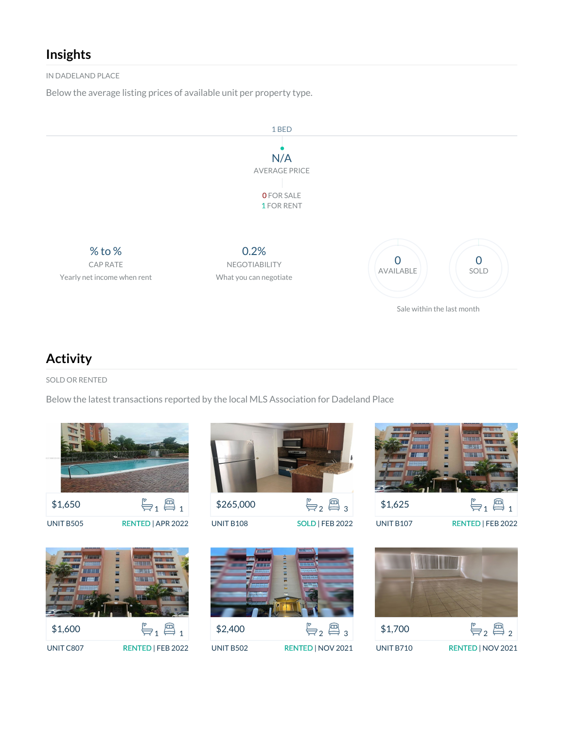## Insights

IN DADELAND PLACE

Below the average listing prices of available unit per property type.

1 BED

N/A

AVERAGE PRICE

0 FOR SALE
1 FOR RENT

% to %

CAP RATE

Yearly net income when rent

0.2%

NEGOTIABILITY

What you can negotiate

0 AVAILABLE

0 SOLD

Sale within the last month

## Activity

SOLD OR RENTED

Below the latest transactions reported by the local MLS Association for Dadeland Place

| Price | Baths | Beds | Unit | Status |
| --- | --- | --- | --- | --- |
| $1,650 | 1 | 1 | UNIT B505 | RENTED \| APR 2022 |
| $265,000 | 2 | 3 | UNIT B108 | SOLD \| FEB 2022 |
| $1,625 | 1 | 1 | UNIT B107 | RENTED \| FEB 2022 |
| $1,600 | 1 | 1 | UNIT C807 | RENTED \| FEB 2022 |
| $2,400 | 2 | 3 | UNIT B502 | RENTED \| NOV 2021 |
| $1,700 | 2 | 2 | UNIT B710 | RENTED \| NOV 2021 |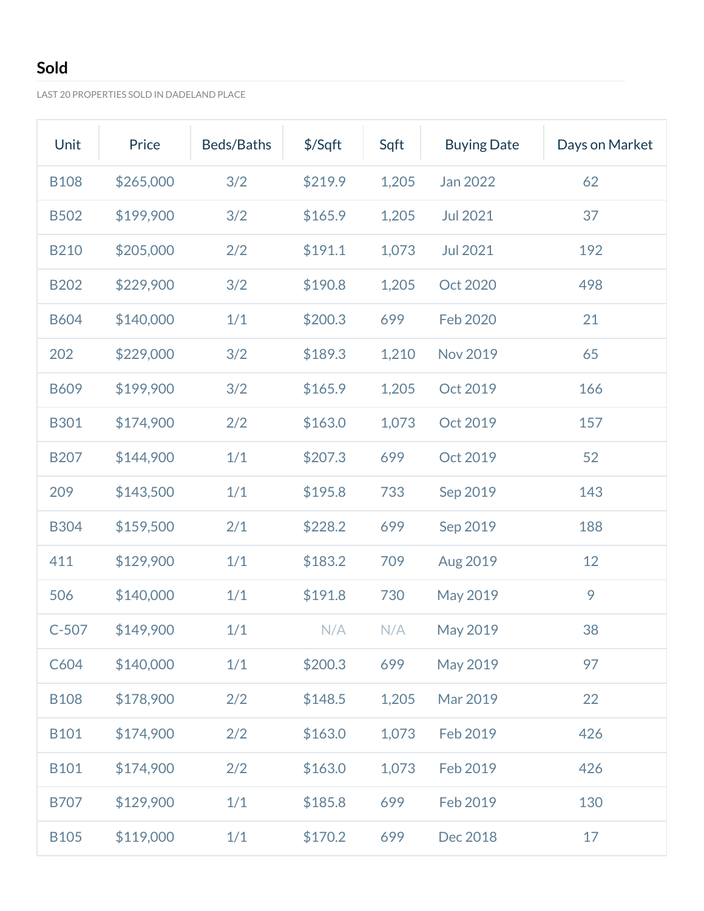## Sold

LAST 20 PROPERTIES SOLD IN DADELAND PLACE

| Unit | Price | Beds/Baths | $/Sqft | Sqft | Buying Date | Days on Market |
|---|---|---|---|---|---|---|
| B108 | $265,000 | 3/2 | $219.9 | 1,205 | Jan 2022 | 62 |
| B502 | $199,900 | 3/2 | $165.9 | 1,205 | Jul 2021 | 37 |
| B210 | $205,000 | 2/2 | $191.1 | 1,073 | Jul 2021 | 192 |
| B202 | $229,900 | 3/2 | $190.8 | 1,205 | Oct 2020 | 498 |
| B604 | $140,000 | 1/1 | $200.3 | 699 | Feb 2020 | 21 |
| 202 | $229,000 | 3/2 | $189.3 | 1,210 | Nov 2019 | 65 |
| B609 | $199,900 | 3/2 | $165.9 | 1,205 | Oct 2019 | 166 |
| B301 | $174,900 | 2/2 | $163.0 | 1,073 | Oct 2019 | 157 |
| B207 | $144,900 | 1/1 | $207.3 | 699 | Oct 2019 | 52 |
| 209 | $143,500 | 1/1 | $195.8 | 733 | Sep 2019 | 143 |
| B304 | $159,500 | 2/1 | $228.2 | 699 | Sep 2019 | 188 |
| 411 | $129,900 | 1/1 | $183.2 | 709 | Aug 2019 | 12 |
| 506 | $140,000 | 1/1 | $191.8 | 730 | May 2019 | 9 |
| C-507 | $149,900 | 1/1 | N/A | N/A | May 2019 | 38 |
| C604 | $140,000 | 1/1 | $200.3 | 699 | May 2019 | 97 |
| B108 | $178,900 | 2/2 | $148.5 | 1,205 | Mar 2019 | 22 |
| B101 | $174,900 | 2/2 | $163.0 | 1,073 | Feb 2019 | 426 |
| B101 | $174,900 | 2/2 | $163.0 | 1,073 | Feb 2019 | 426 |
| B707 | $129,900 | 1/1 | $185.8 | 699 | Feb 2019 | 130 |
| B105 | $119,000 | 1/1 | $170.2 | 699 | Dec 2018 | 17 |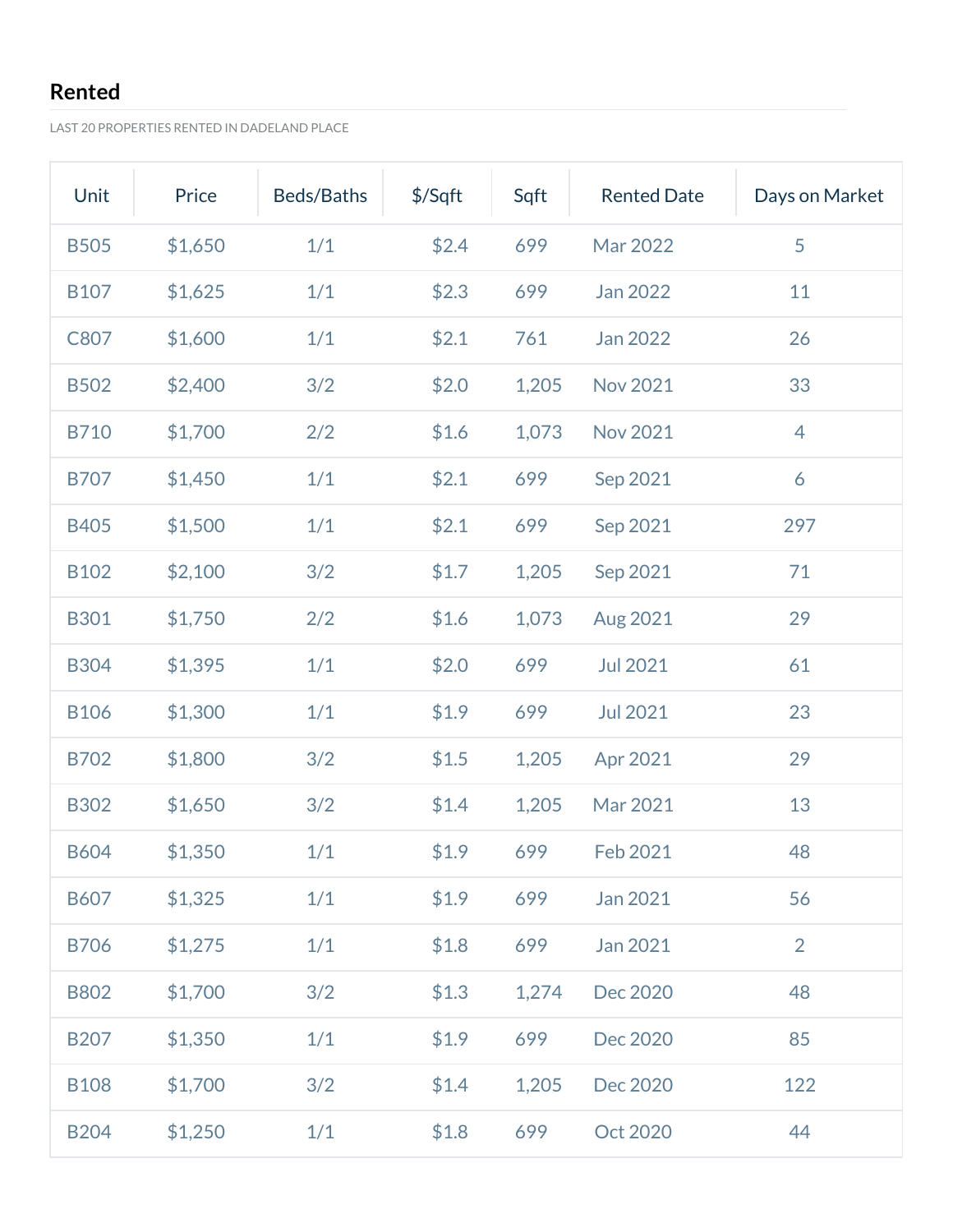## Rented

LAST 20 PROPERTIES RENTED IN DADELAND PLACE

| Unit | Price | Beds/Baths | $/Sqft | Sqft | Rented Date | Days on Market |
|---|---|---|---|---|---|---|
| B505 | $1,650 | 1/1 | $2.4 | 699 | Mar 2022 | 5 |
| B107 | $1,625 | 1/1 | $2.3 | 699 | Jan 2022 | 11 |
| C807 | $1,600 | 1/1 | $2.1 | 761 | Jan 2022 | 26 |
| B502 | $2,400 | 3/2 | $2.0 | 1,205 | Nov 2021 | 33 |
| B710 | $1,700 | 2/2 | $1.6 | 1,073 | Nov 2021 | 4 |
| B707 | $1,450 | 1/1 | $2.1 | 699 | Sep 2021 | 6 |
| B405 | $1,500 | 1/1 | $2.1 | 699 | Sep 2021 | 297 |
| B102 | $2,100 | 3/2 | $1.7 | 1,205 | Sep 2021 | 71 |
| B301 | $1,750 | 2/2 | $1.6 | 1,073 | Aug 2021 | 29 |
| B304 | $1,395 | 1/1 | $2.0 | 699 | Jul 2021 | 61 |
| B106 | $1,300 | 1/1 | $1.9 | 699 | Jul 2021 | 23 |
| B702 | $1,800 | 3/2 | $1.5 | 1,205 | Apr 2021 | 29 |
| B302 | $1,650 | 3/2 | $1.4 | 1,205 | Mar 2021 | 13 |
| B604 | $1,350 | 1/1 | $1.9 | 699 | Feb 2021 | 48 |
| B607 | $1,325 | 1/1 | $1.9 | 699 | Jan 2021 | 56 |
| B706 | $1,275 | 1/1 | $1.8 | 699 | Jan 2021 | 2 |
| B802 | $1,700 | 3/2 | $1.3 | 1,274 | Dec 2020 | 48 |
| B207 | $1,350 | 1/1 | $1.9 | 699 | Dec 2020 | 85 |
| B108 | $1,700 | 3/2 | $1.4 | 1,205 | Dec 2020 | 122 |
| B204 | $1,250 | 1/1 | $1.8 | 699 | Oct 2020 | 44 |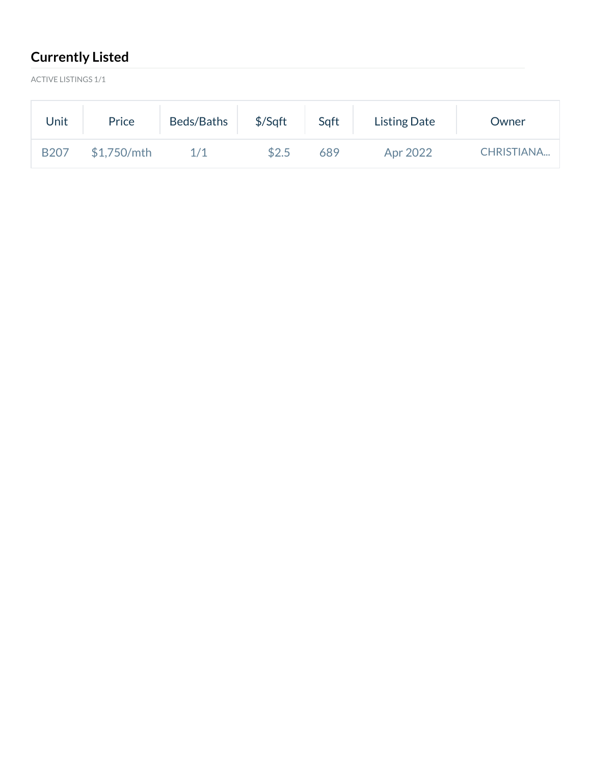## Currently Listed

ACTIVE LISTINGS 1/1

| Unit | Price | Beds/Baths | $/Sqft | Sqft | Listing Date | Owner |
|---|---|---|---|---|---|---|
| B207 | $1,750/mth | 1/1 | $2.5 | 689 | Apr 2022 | CHRISTIANA... |